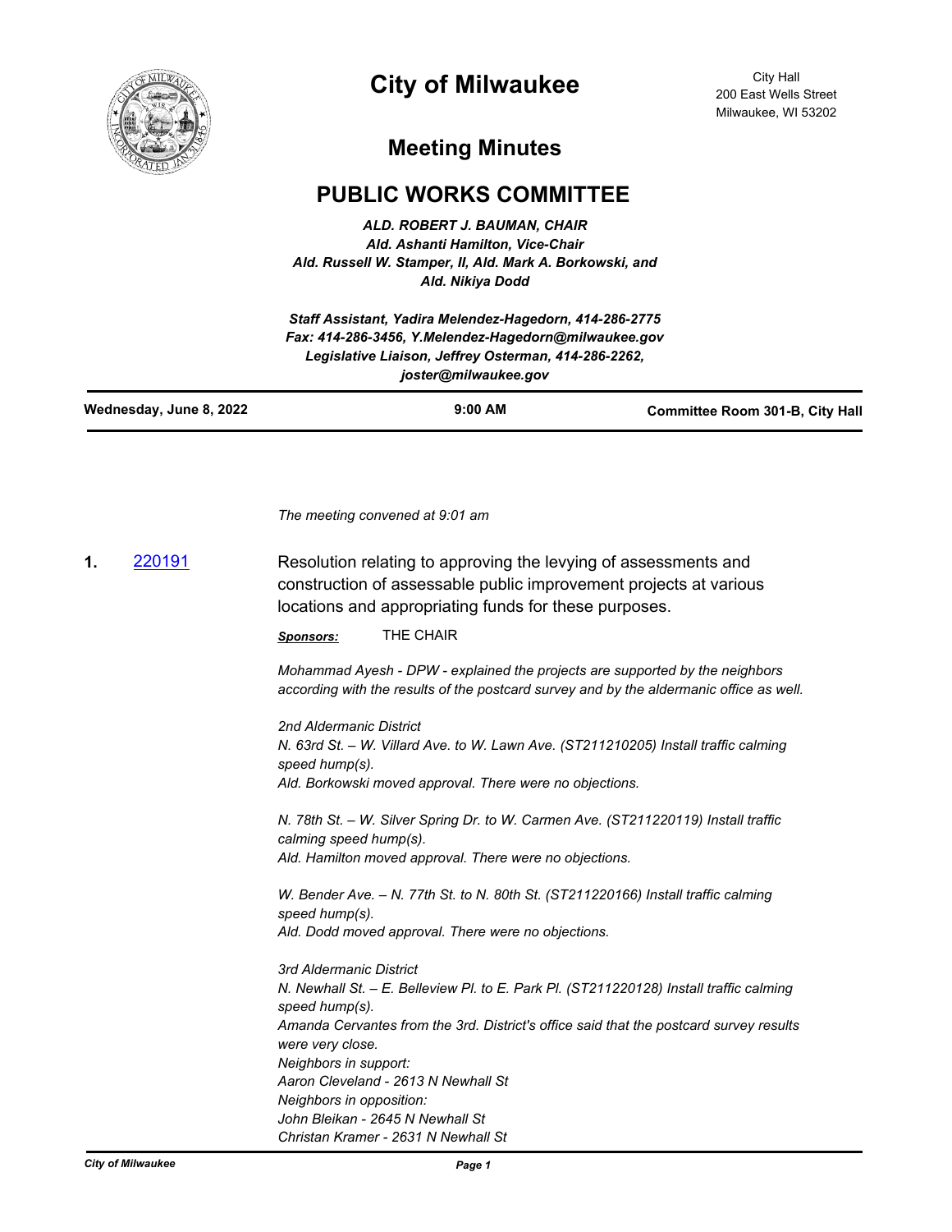# City of Milwaukee

City Hall
200 East Wells Street
Milwaukee, WI 53202

## Meeting Minutes

## PUBLIC WORKS COMMITTEE

***ALD. ROBERT J. BAUMAN, CHAIR***
***Ald. Ashanti Hamilton, Vice-Chair***
***Ald. Russell W. Stamper, II, Ald. Mark A. Borkowski, and Ald. Nikiya Dodd***

***Staff Assistant, Yadira Melendez-Hagedorn, 414-286-2775***
***Fax: 414-286-3456, Y.Melendez-Hagedorn@milwaukee.gov***
***Legislative Liaison, Jeffrey Osterman, 414-286-2262, joster@milwaukee.gov***

| Wednesday, June 8, 2022 | 9:00 AM | Committee Room 301-B, City Hall |
|---|---|---|

*The meeting convened at 9:01 am*

**1.** 220191 Resolution relating to approving the levying of assessments and construction of assessable public improvement projects at various locations and appropriating funds for these purposes.

***Sponsors:*** THE CHAIR

*Mohammad Ayesh - DPW - explained the projects are supported by the neighbors according with the results of the postcard survey and by the aldermanic office as well.*

*2nd Aldermanic District*
*N. 63rd St. – W. Villard Ave. to W. Lawn Ave. (ST211210205) Install traffic calming speed hump(s).*
*Ald. Borkowski moved approval. There were no objections.*

*N. 78th St. – W. Silver Spring Dr. to W. Carmen Ave. (ST211220119) Install traffic calming speed hump(s).*
*Ald. Hamilton moved approval. There were no objections.*

*W. Bender Ave. – N. 77th St. to N. 80th St. (ST211220166) Install traffic calming speed hump(s).*
*Ald. Dodd moved approval. There were no objections.*

*3rd Aldermanic District*
*N. Newhall St. – E. Belleview Pl. to E. Park Pl. (ST211220128) Install traffic calming speed hump(s).*
*Amanda Cervantes from the 3rd. District's office said that the postcard survey results were very close.*
*Neighbors in support:*
*Aaron Cleveland - 2613 N Newhall St*
*Neighbors in opposition:*
*John Bleikan - 2645 N Newhall St*
*Christan Kramer - 2631 N Newhall St*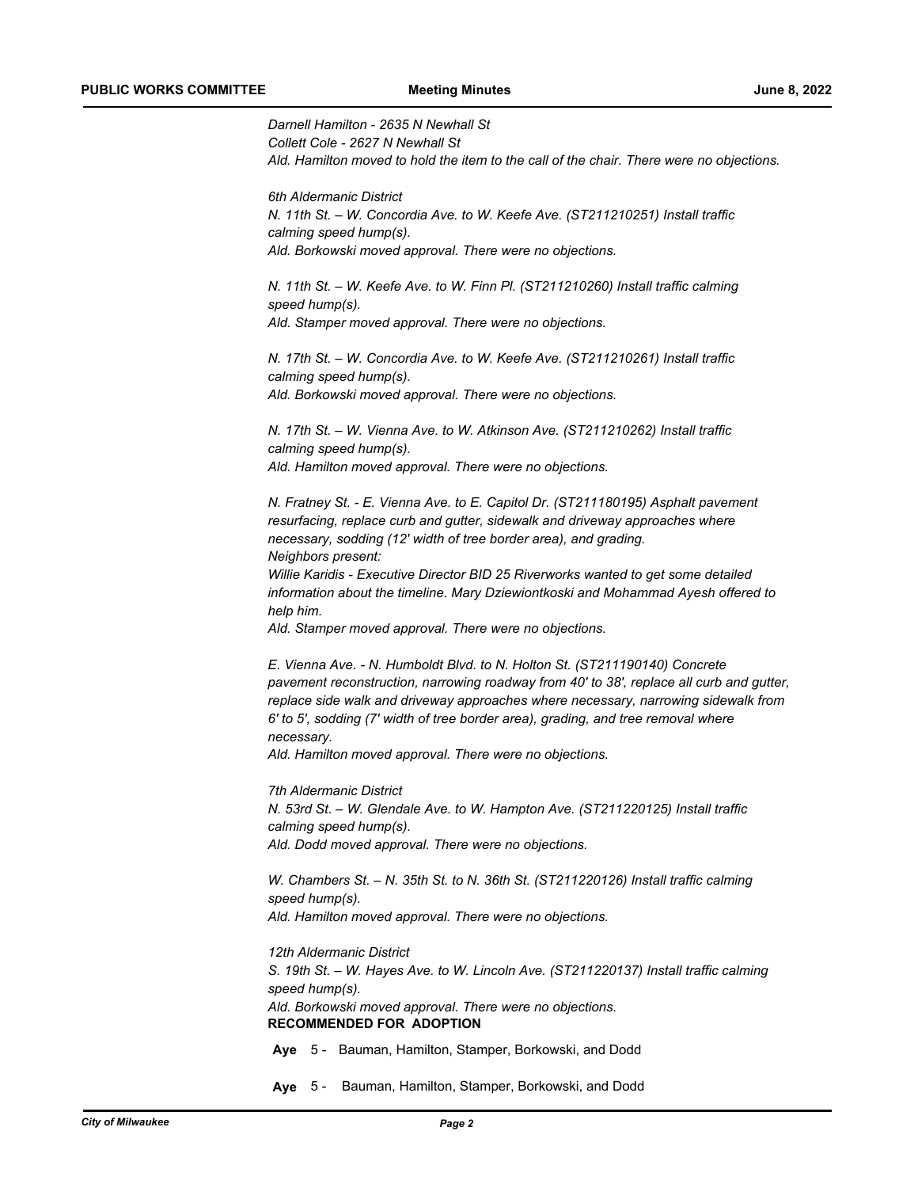*Darnell Hamilton - 2635 N Newhall St*
*Collett Cole - 2627 N Newhall St*
*Ald. Hamilton moved to hold the item to the call of the chair. There were no objections.*

*6th Aldermanic District*
*N. 11th St. – W. Concordia Ave. to W. Keefe Ave. (ST211210251) Install traffic calming speed hump(s).*
*Ald. Borkowski moved approval. There were no objections.*

*N. 11th St. – W. Keefe Ave. to W. Finn Pl. (ST211210260) Install traffic calming speed hump(s).*
*Ald. Stamper moved approval. There were no objections.*

*N. 17th St. – W. Concordia Ave. to W. Keefe Ave. (ST211210261) Install traffic calming speed hump(s).*
*Ald. Borkowski moved approval. There were no objections.*

*N. 17th St. – W. Vienna Ave. to W. Atkinson Ave. (ST211210262) Install traffic calming speed hump(s).*
*Ald. Hamilton moved approval. There were no objections.*

*N. Fratney St. - E. Vienna Ave. to E. Capitol Dr. (ST211180195) Asphalt pavement resurfacing, replace curb and gutter, sidewalk and driveway approaches where necessary, sodding (12' width of tree border area), and grading.*
*Neighbors present:*
*Willie Karidis - Executive Director BID 25 Riverworks wanted to get some detailed information about the timeline. Mary Dziewiontkoski and Mohammad Ayesh offered to help him.*
*Ald. Stamper moved approval. There were no objections.*

*E. Vienna Ave. - N. Humboldt Blvd. to N. Holton St. (ST211190140) Concrete pavement reconstruction, narrowing roadway from 40' to 38', replace all curb and gutter, replace side walk and driveway approaches where necessary, narrowing sidewalk from 6' to 5', sodding (7' width of tree border area), grading, and tree removal where necessary.*
*Ald. Hamilton moved approval. There were no objections.*

*7th Aldermanic District*
*N. 53rd St. – W. Glendale Ave. to W. Hampton Ave. (ST211220125) Install traffic calming speed hump(s).*
*Ald. Dodd moved approval. There were no objections.*

*W. Chambers St. – N. 35th St. to N. 36th St. (ST211220126) Install traffic calming speed hump(s).*
*Ald. Hamilton moved approval. There were no objections.*

*12th Aldermanic District*
*S. 19th St. – W. Hayes Ave. to W. Lincoln Ave. (ST211220137) Install traffic calming speed hump(s).*
*Ald. Borkowski moved approval. There were no objections.*

**RECOMMENDED FOR ADOPTION**

**Aye** 5 - Bauman, Hamilton, Stamper, Borkowski, and Dodd

**Aye** 5 - Bauman, Hamilton, Stamper, Borkowski, and Dodd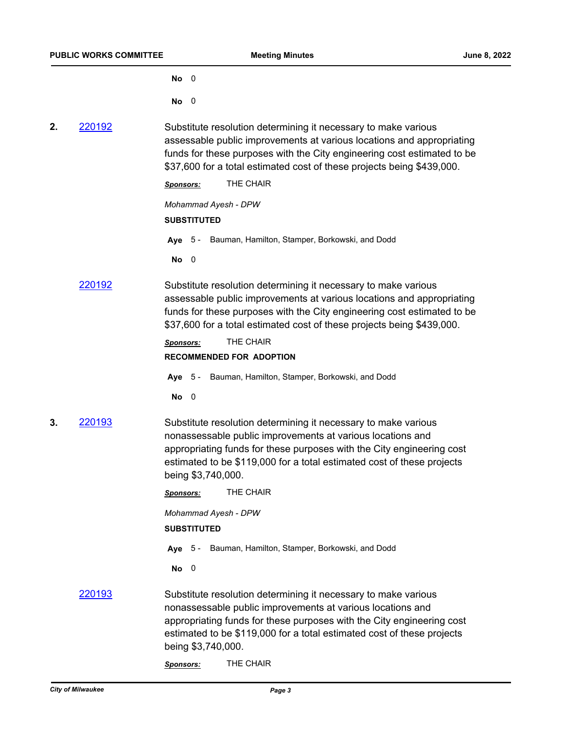**No** 0

**No** 0

**2.** [220192](220192)

Substitute resolution determining it necessary to make various assessable public improvements at various locations and appropriating funds for these purposes with the City engineering cost estimated to be $37,600 for a total estimated cost of these projects being $439,000.

***Sponsors:*** THE CHAIR

*Mohammad Ayesh - DPW*

**SUBSTITUTED**

**Aye** 5 - Bauman, Hamilton, Stamper, Borkowski, and Dodd

**No** 0

[220192](220192)

Substitute resolution determining it necessary to make various assessable public improvements at various locations and appropriating funds for these purposes with the City engineering cost estimated to be $37,600 for a total estimated cost of these projects being $439,000.

***Sponsors:*** THE CHAIR

**RECOMMENDED FOR ADOPTION**

**Aye** 5 - Bauman, Hamilton, Stamper, Borkowski, and Dodd

**No** 0

**3.** [220193](220193)

Substitute resolution determining it necessary to make various nonassessable public improvements at various locations and appropriating funds for these purposes with the City engineering cost estimated to be $119,000 for a total estimated cost of these projects being $3,740,000.

***Sponsors:*** THE CHAIR

*Mohammad Ayesh - DPW*

**SUBSTITUTED**

**Aye** 5 - Bauman, Hamilton, Stamper, Borkowski, and Dodd

**No** 0

[220193](220193)

Substitute resolution determining it necessary to make various nonassessable public improvements at various locations and appropriating funds for these purposes with the City engineering cost estimated to be $119,000 for a total estimated cost of these projects being $3,740,000.

***Sponsors:*** THE CHAIR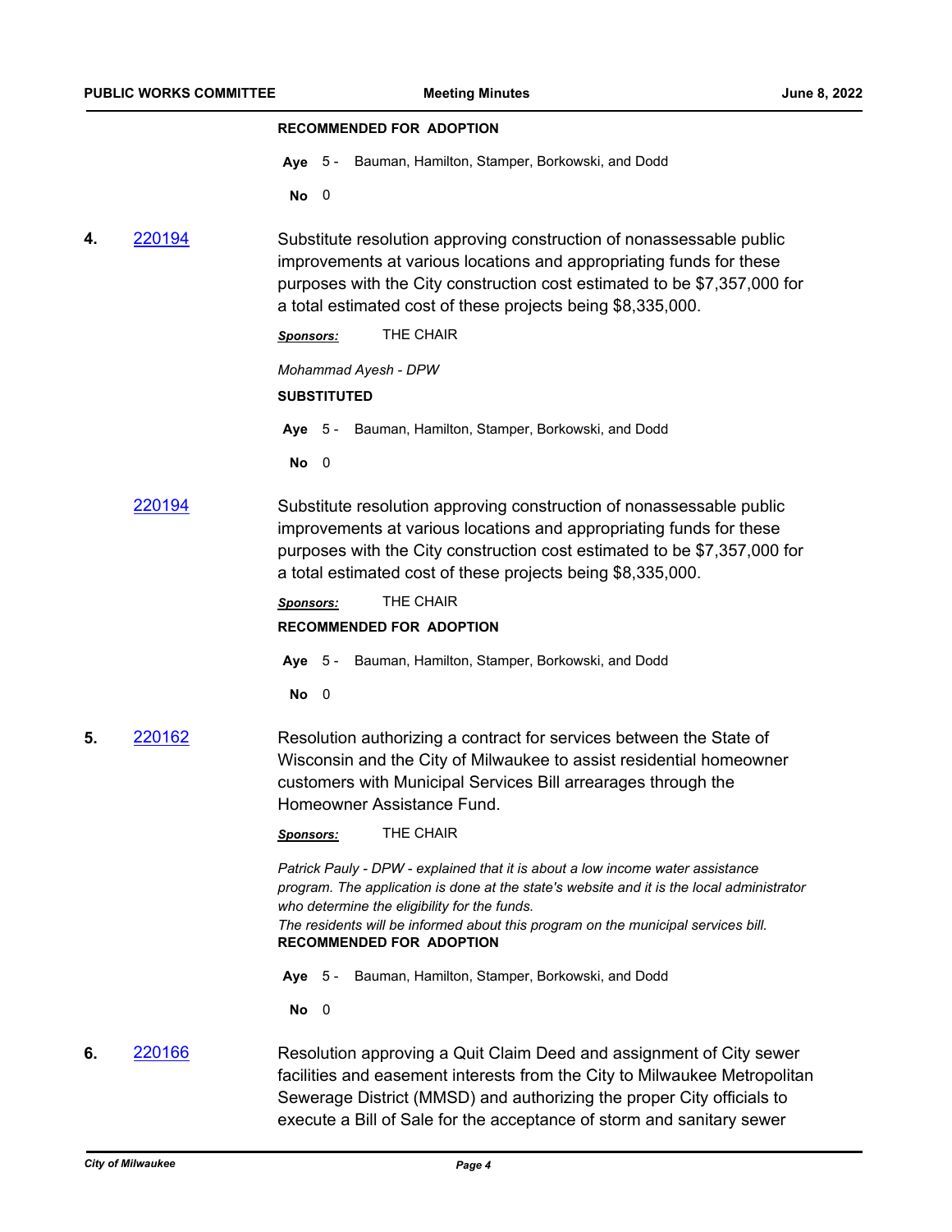**RECOMMENDED FOR ADOPTION**

**Aye** 5 - Bauman, Hamilton, Stamper, Borkowski, and Dodd

**No** 0

**4.** [220194]

Substitute resolution approving construction of nonassessable public improvements at various locations and appropriating funds for these purposes with the City construction cost estimated to be $7,357,000 for a total estimated cost of these projects being $8,335,000.

***Sponsors:*** THE CHAIR

*Mohammad Ayesh - DPW*

**SUBSTITUTED**

**Aye** 5 - Bauman, Hamilton, Stamper, Borkowski, and Dodd

**No** 0

[220194]

Substitute resolution approving construction of nonassessable public improvements at various locations and appropriating funds for these purposes with the City construction cost estimated to be $7,357,000 for a total estimated cost of these projects being $8,335,000.

***Sponsors:*** THE CHAIR

**RECOMMENDED FOR ADOPTION**

**Aye** 5 - Bauman, Hamilton, Stamper, Borkowski, and Dodd

**No** 0

**5.** [220162]

Resolution authorizing a contract for services between the State of Wisconsin and the City of Milwaukee to assist residential homeowner customers with Municipal Services Bill arrearages through the Homeowner Assistance Fund.

***Sponsors:*** THE CHAIR

*Patrick Pauly - DPW - explained that it is about a low income water assistance program. The application is done at the state's website and it is the local administrator who determine the eligibility for the funds.*
*The residents will be informed about this program on the municipal services bill.*

**RECOMMENDED FOR ADOPTION**

**Aye** 5 - Bauman, Hamilton, Stamper, Borkowski, and Dodd

**No** 0

**6.** [220166]

Resolution approving a Quit Claim Deed and assignment of City sewer facilities and easement interests from the City to Milwaukee Metropolitan Sewerage District (MMSD) and authorizing the proper City officials to execute a Bill of Sale for the acceptance of storm and sanitary sewer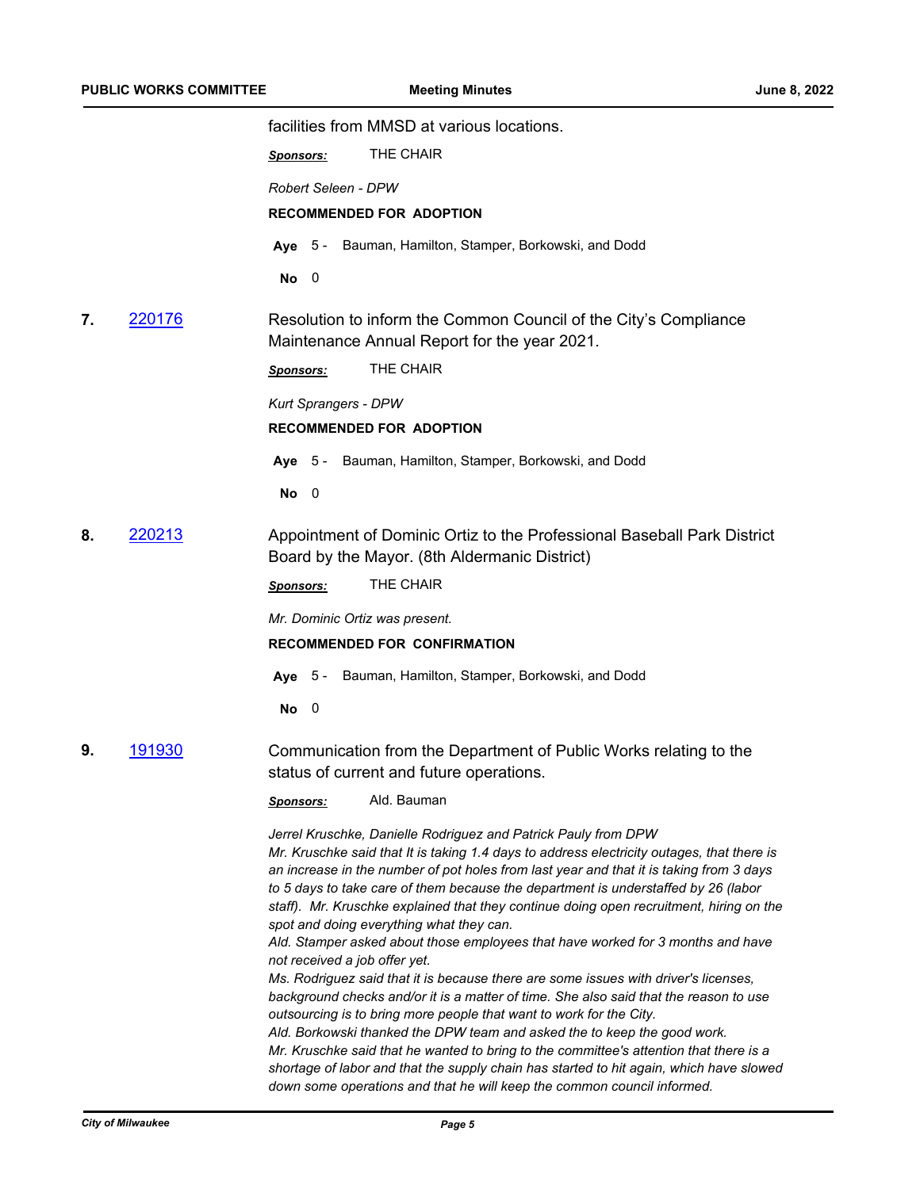facilities from MMSD at various locations.

***Sponsors:*** THE CHAIR

*Robert Seleen - DPW*

**RECOMMENDED FOR ADOPTION**

**Aye** 5 - Bauman, Hamilton, Stamper, Borkowski, and Dodd

**No** 0

**7.** 220176 Resolution to inform the Common Council of the City's Compliance Maintenance Annual Report for the year 2021.

***Sponsors:*** THE CHAIR

*Kurt Sprangers - DPW*

**RECOMMENDED FOR ADOPTION**

**Aye** 5 - Bauman, Hamilton, Stamper, Borkowski, and Dodd

**No** 0

**8.** 220213 Appointment of Dominic Ortiz to the Professional Baseball Park District Board by the Mayor. (8th Aldermanic District)

***Sponsors:*** THE CHAIR

*Mr. Dominic Ortiz was present.*

**RECOMMENDED FOR CONFIRMATION**

**Aye** 5 - Bauman, Hamilton, Stamper, Borkowski, and Dodd

**No** 0

**9.** 191930 Communication from the Department of Public Works relating to the status of current and future operations.

***Sponsors:*** Ald. Bauman

*Jerrel Kruschke, Danielle Rodriguez and Patrick Pauly from DPW*
*Mr. Kruschke said that It is taking 1.4 days to address electricity outages, that there is an increase in the number of pot holes from last year and that it is taking from 3 days to 5 days to take care of them because the department is understaffed by 26 (labor staff). Mr. Kruschke explained that they continue doing open recruitment, hiring on the spot and doing everything what they can.*
*Ald. Stamper asked about those employees that have worked for 3 months and have not received a job offer yet.*
*Ms. Rodriguez said that it is because there are some issues with driver's licenses, background checks and/or it is a matter of time. She also said that the reason to use outsourcing is to bring more people that want to work for the City.*
*Ald. Borkowski thanked the DPW team and asked the to keep the good work.*
*Mr. Kruschke said that he wanted to bring to the committee's attention that there is a shortage of labor and that the supply chain has started to hit again, which have slowed down some operations and that he will keep the common council informed.*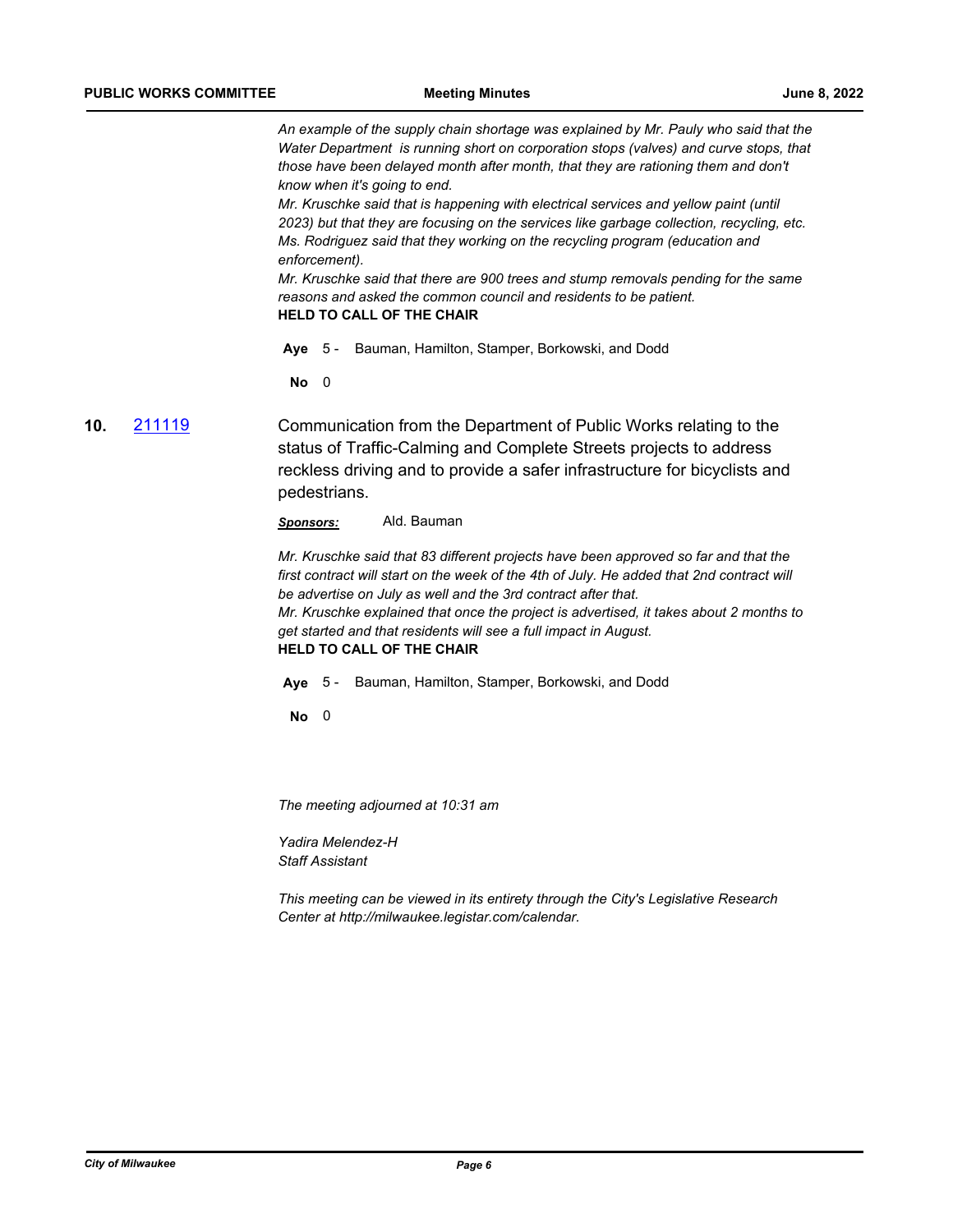*An example of the supply chain shortage was explained by Mr. Pauly who said that the Water Department is running short on corporation stops (valves) and curve stops, that those have been delayed month after month, that they are rationing them and don't know when it's going to end.*
*Mr. Kruschke said that is happening with electrical services and yellow paint (until 2023) but that they are focusing on the services like garbage collection, recycling, etc.*
*Ms. Rodriguez said that they working on the recycling program (education and enforcement).*
*Mr. Kruschke said that there are 900 trees and stump removals pending for the same reasons and asked the common council and residents to be patient.*
**HELD TO CALL OF THE CHAIR**

**Aye** 5 - Bauman, Hamilton, Stamper, Borkowski, and Dodd

**No** 0

**10.** 211119 Communication from the Department of Public Works relating to the status of Traffic-Calming and Complete Streets projects to address reckless driving and to provide a safer infrastructure for bicyclists and pedestrians.

***Sponsors:*** Ald. Bauman

*Mr. Kruschke said that 83 different projects have been approved so far and that the first contract will start on the week of the 4th of July. He added that 2nd contract will be advertise on July as well and the 3rd contract after that.*
*Mr. Kruschke explained that once the project is advertised, it takes about 2 months to get started and that residents will see a full impact in August.*
**HELD TO CALL OF THE CHAIR**

**Aye** 5 - Bauman, Hamilton, Stamper, Borkowski, and Dodd

**No** 0

*The meeting adjourned at 10:31 am*

*Yadira Melendez-H*
*Staff Assistant*

*This meeting can be viewed in its entirety through the City's Legislative Research Center at http://milwaukee.legistar.com/calendar.*